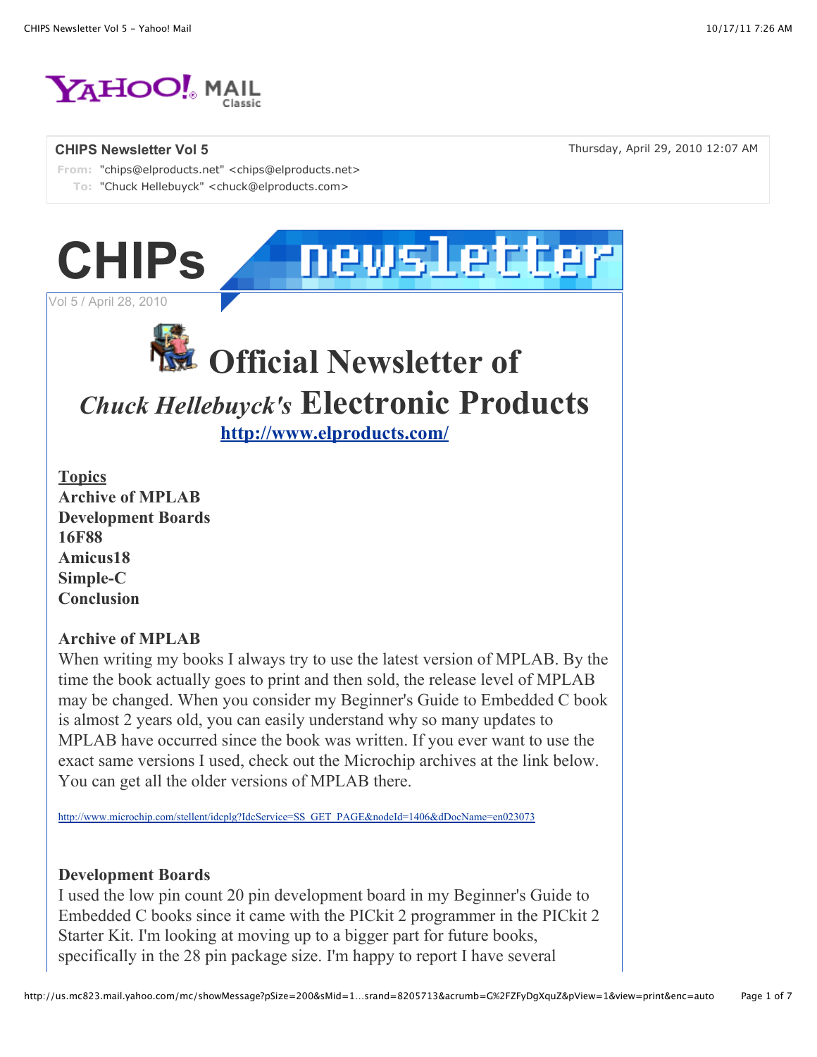### CHIPS Newsletter Vol 5

Thursday, April 29, 2010 12:07 AM

**From:** "chips@elproducts.net" <chips@elproducts.net>
**To:** "Chuck Hellebuyck" <chuck@elproducts.com>

# CHIPs newsletter

Vol 5 / April 28, 2010

# Official Newsletter of *Chuck Hellebuyck's* Electronic Products

[http://www.elproducts.com/](http://www.elproducts.com/)

**Topics**
**Archive of MPLAB**
**Development Boards**
**16F88**
**Amicus18**
**Simple-C**
**Conclusion**

**Archive of MPLAB**

When writing my books I always try to use the latest version of MPLAB. By the time the book actually goes to print and then sold, the release level of MPLAB may be changed. When you consider my Beginner's Guide to Embedded C book is almost 2 years old, you can easily understand why so many updates to MPLAB have occurred since the book was written. If you ever want to use the exact same versions I used, check out the Microchip archives at the link below. You can get all the older versions of MPLAB there.

[http://www.microchip.com/stellent/idcplg?IdcService=SS_GET_PAGE&nodeId=1406&dDocName=en023073](http://www.microchip.com/stellent/idcplg?IdcService=SS_GET_PAGE&nodeId=1406&dDocName=en023073)

**Development Boards**

I used the low pin count 20 pin development board in my Beginner's Guide to Embedded C books since it came with the PICkit 2 programmer in the PICkit 2 Starter Kit. I'm looking at moving up to a bigger part for future books, specifically in the 28 pin package size. I'm happy to report I have several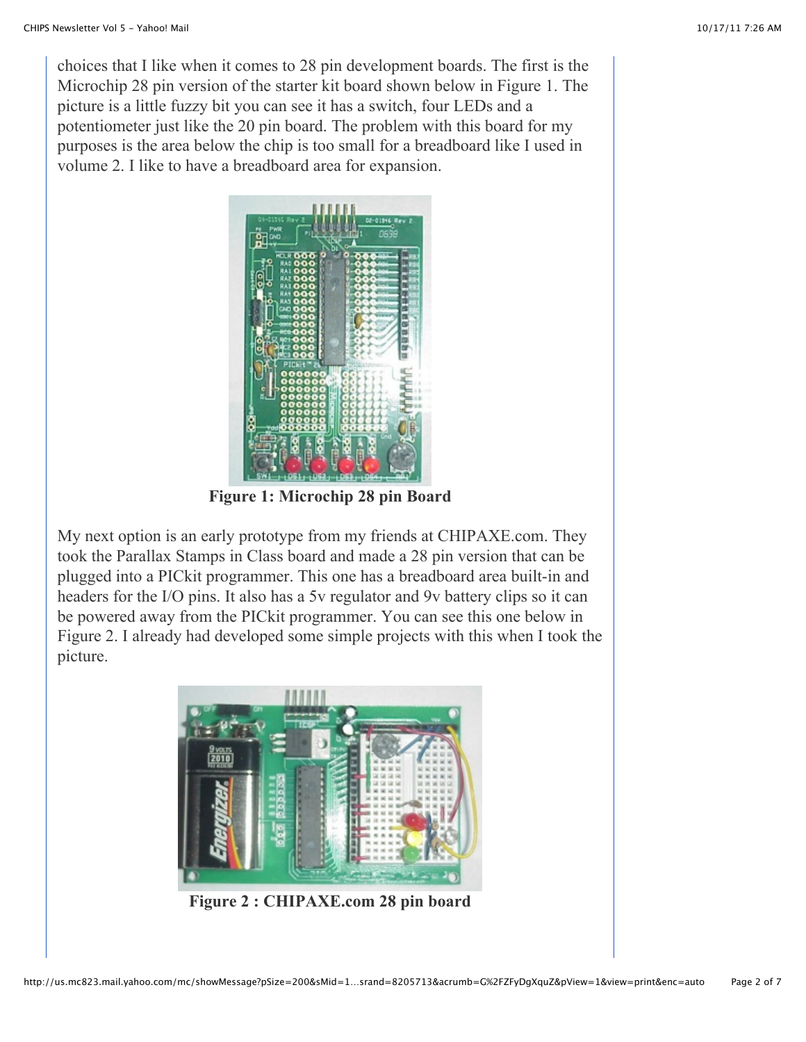choices that I like when it comes to 28 pin development boards. The first is the Microchip 28 pin version of the starter kit board shown below in Figure 1. The picture is a little fuzzy bit you can see it has a switch, four LEDs and a potentiometer just like the 20 pin board. The problem with this board for my purposes is the area below the chip is too small for a breadboard like I used in volume 2. I like to have a breadboard area for expansion.

**Figure 1: Microchip 28 pin Board**

My next option is an early prototype from my friends at CHIPAXE.com. They took the Parallax Stamps in Class board and made a 28 pin version that can be plugged into a PICkit programmer. This one has a breadboard area built-in and headers for the I/O pins. It also has a 5v regulator and 9v battery clips so it can be powered away from the PICkit programmer. You can see this one below in Figure 2. I already had developed some simple projects with this when I took the picture.

**Figure 2 : CHIPAXE.com 28 pin board**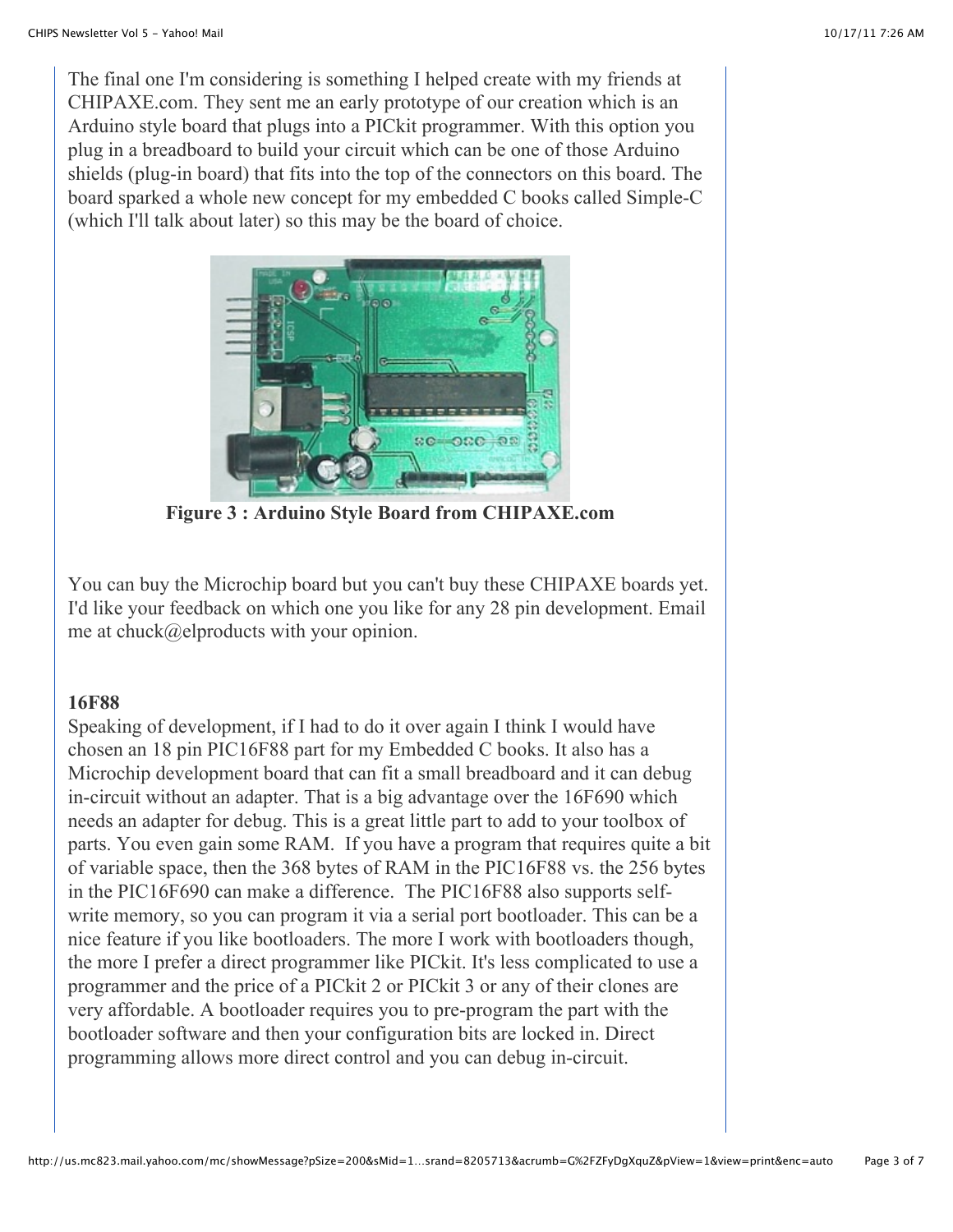The final one I'm considering is something I helped create with my friends at CHIPAXE.com. They sent me an early prototype of our creation which is an Arduino style board that plugs into a PICkit programmer. With this option you plug in a breadboard to build your circuit which can be one of those Arduino shields (plug-in board) that fits into the top of the connectors on this board. The board sparked a whole new concept for my embedded C books called Simple-C (which I'll talk about later) so this may be the board of choice.

**Figure 3 : Arduino Style Board from CHIPAXE.com**

You can buy the Microchip board but you can't buy these CHIPAXE boards yet. I'd like your feedback on which one you like for any 28 pin development. Email me at chuck@elproducts with your opinion.

**16F88**

Speaking of development, if I had to do it over again I think I would have chosen an 18 pin PIC16F88 part for my Embedded C books. It also has a Microchip development board that can fit a small breadboard and it can debug in-circuit without an adapter. That is a big advantage over the 16F690 which needs an adapter for debug. This is a great little part to add to your toolbox of parts. You even gain some RAM. If you have a program that requires quite a bit of variable space, then the 368 bytes of RAM in the PIC16F88 vs. the 256 bytes in the PIC16F690 can make a difference. The PIC16F88 also supports self-write memory, so you can program it via a serial port bootloader. This can be a nice feature if you like bootloaders. The more I work with bootloaders though, the more I prefer a direct programmer like PICkit. It's less complicated to use a programmer and the price of a PICkit 2 or PICkit 3 or any of their clones are very affordable. A bootloader requires you to pre-program the part with the bootloader software and then your configuration bits are locked in. Direct programming allows more direct control and you can debug in-circuit.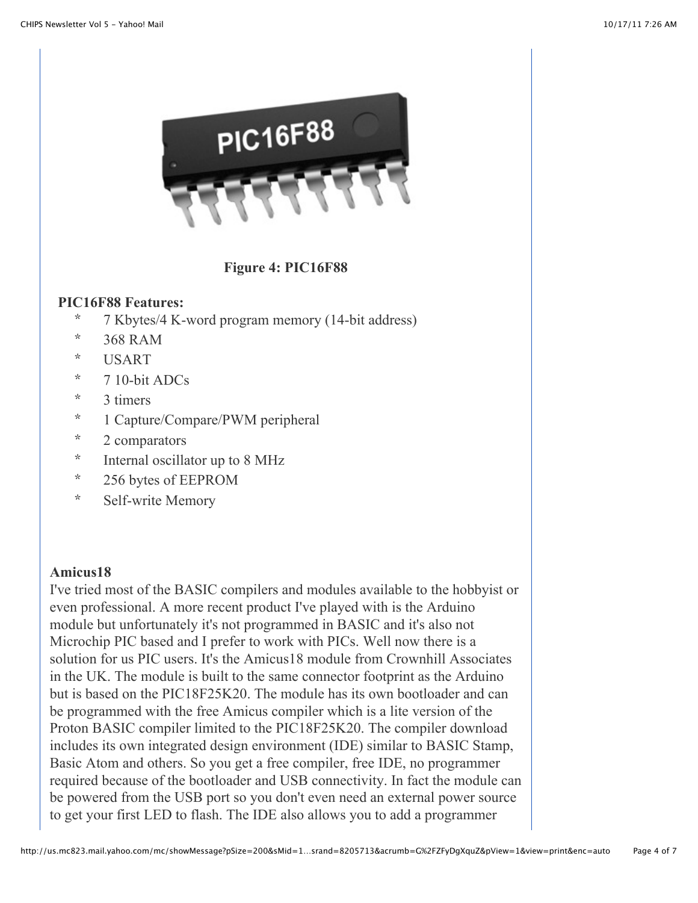**Figure 4: PIC16F88**

**PIC16F88 Features:**

- 7 Kbytes/4 K-word program memory (14-bit address)
- 368 RAM
- USART
- 7 10-bit ADCs
- 3 timers
- 1 Capture/Compare/PWM peripheral
- 2 comparators
- Internal oscillator up to 8 MHz
- 256 bytes of EEPROM
- Self-write Memory

**Amicus18**

I've tried most of the BASIC compilers and modules available to the hobbyist or even professional. A more recent product I've played with is the Arduino module but unfortunately it's not programmed in BASIC and it's also not Microchip PIC based and I prefer to work with PICs. Well now there is a solution for us PIC users. It's the Amicus18 module from Crownhill Associates in the UK. The module is built to the same connector footprint as the Arduino but is based on the PIC18F25K20. The module has its own bootloader and can be programmed with the free Amicus compiler which is a lite version of the Proton BASIC compiler limited to the PIC18F25K20. The compiler download includes its own integrated design environment (IDE) similar to BASIC Stamp, Basic Atom and others. So you get a free compiler, free IDE, no programmer required because of the bootloader and USB connectivity. In fact the module can be powered from the USB port so you don't even need an external power source to get your first LED to flash. The IDE also allows you to add a programmer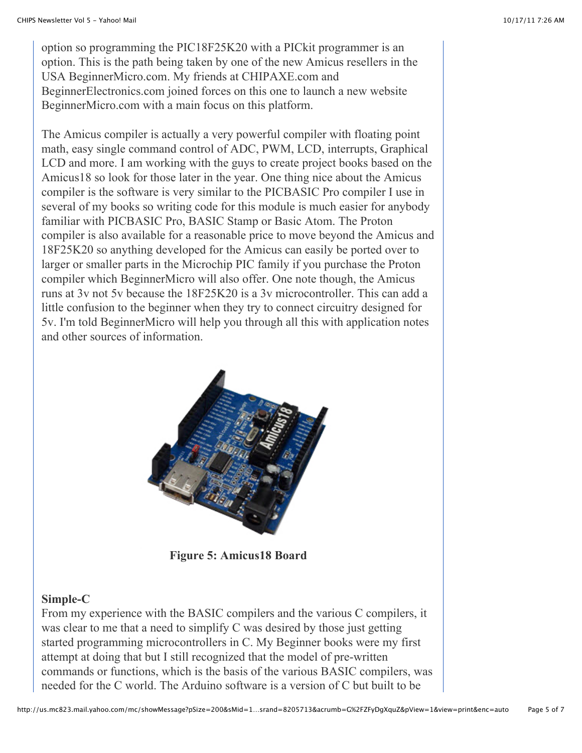option so programming the PIC18F25K20 with a PICkit programmer is an option. This is the path being taken by one of the new Amicus resellers in the USA BeginnerMicro.com. My friends at CHIPAXE.com and BeginnerElectronics.com joined forces on this one to launch a new website BeginnerMicro.com with a main focus on this platform.

The Amicus compiler is actually a very powerful compiler with floating point math, easy single command control of ADC, PWM, LCD, interrupts, Graphical LCD and more. I am working with the guys to create project books based on the Amicus18 so look for those later in the year. One thing nice about the Amicus compiler is the software is very similar to the PICBASIC Pro compiler I use in several of my books so writing code for this module is much easier for anybody familiar with PICBASIC Pro, BASIC Stamp or Basic Atom. The Proton compiler is also available for a reasonable price to move beyond the Amicus and 18F25K20 so anything developed for the Amicus can easily be ported over to larger or smaller parts in the Microchip PIC family if you purchase the Proton compiler which BeginnerMicro will also offer. One note though, the Amicus runs at 3v not 5v because the 18F25K20 is a 3v microcontroller. This can add a little confusion to the beginner when they try to connect circuitry designed for 5v. I'm told BeginnerMicro will help you through all this with application notes and other sources of information.

**Figure 5: Amicus18 Board**

**Simple-C**
From my experience with the BASIC compilers and the various C compilers, it was clear to me that a need to simplify C was desired by those just getting started programming microcontrollers in C. My Beginner books were my first attempt at doing that but I still recognized that the model of pre-written commands or functions, which is the basis of the various BASIC compilers, was needed for the C world. The Arduino software is a version of C but built to be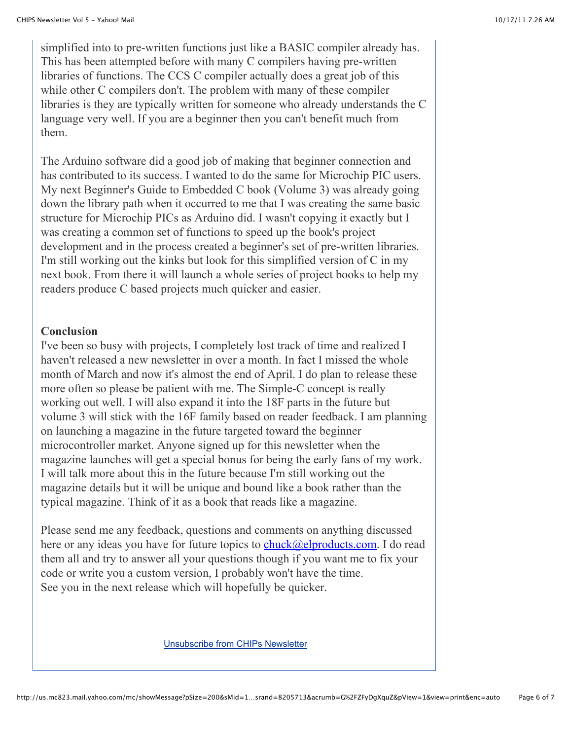simplified into to pre-written functions just like a BASIC compiler already has. This has been attempted before with many C compilers having pre-written libraries of functions. The CCS C compiler actually does a great job of this while other C compilers don't. The problem with many of these compiler libraries is they are typically written for someone who already understands the C language very well. If you are a beginner then you can't benefit much from them.

The Arduino software did a good job of making that beginner connection and has contributed to its success. I wanted to do the same for Microchip PIC users. My next Beginner's Guide to Embedded C book (Volume 3) was already going down the library path when it occurred to me that I was creating the same basic structure for Microchip PICs as Arduino did. I wasn't copying it exactly but I was creating a common set of functions to speed up the book's project development and in the process created a beginner's set of pre-written libraries. I'm still working out the kinks but look for this simplified version of C in my next book. From there it will launch a whole series of project books to help my readers produce C based projects much quicker and easier.

**Conclusion**

I've been so busy with projects, I completely lost track of time and realized I haven't released a new newsletter in over a month. In fact I missed the whole month of March and now it's almost the end of April. I do plan to release these more often so please be patient with me. The Simple-C concept is really working out well. I will also expand it into the 18F parts in the future but volume 3 will stick with the 16F family based on reader feedback. I am planning on launching a magazine in the future targeted toward the beginner microcontroller market. Anyone signed up for this newsletter when the magazine launches will get a special bonus for being the early fans of my work. I will talk more about this in the future because I'm still working out the magazine details but it will be unique and bound like a book rather than the typical magazine. Think of it as a book that reads like a magazine.

Please send me any feedback, questions and comments on anything discussed here or any ideas you have for future topics to chuck@elproducts.com. I do read them all and try to answer all your questions though if you want me to fix your code or write you a custom version, I probably won't have the time.
See you in the next release which will hopefully be quicker.

Unsubscribe from CHIPs Newsletter